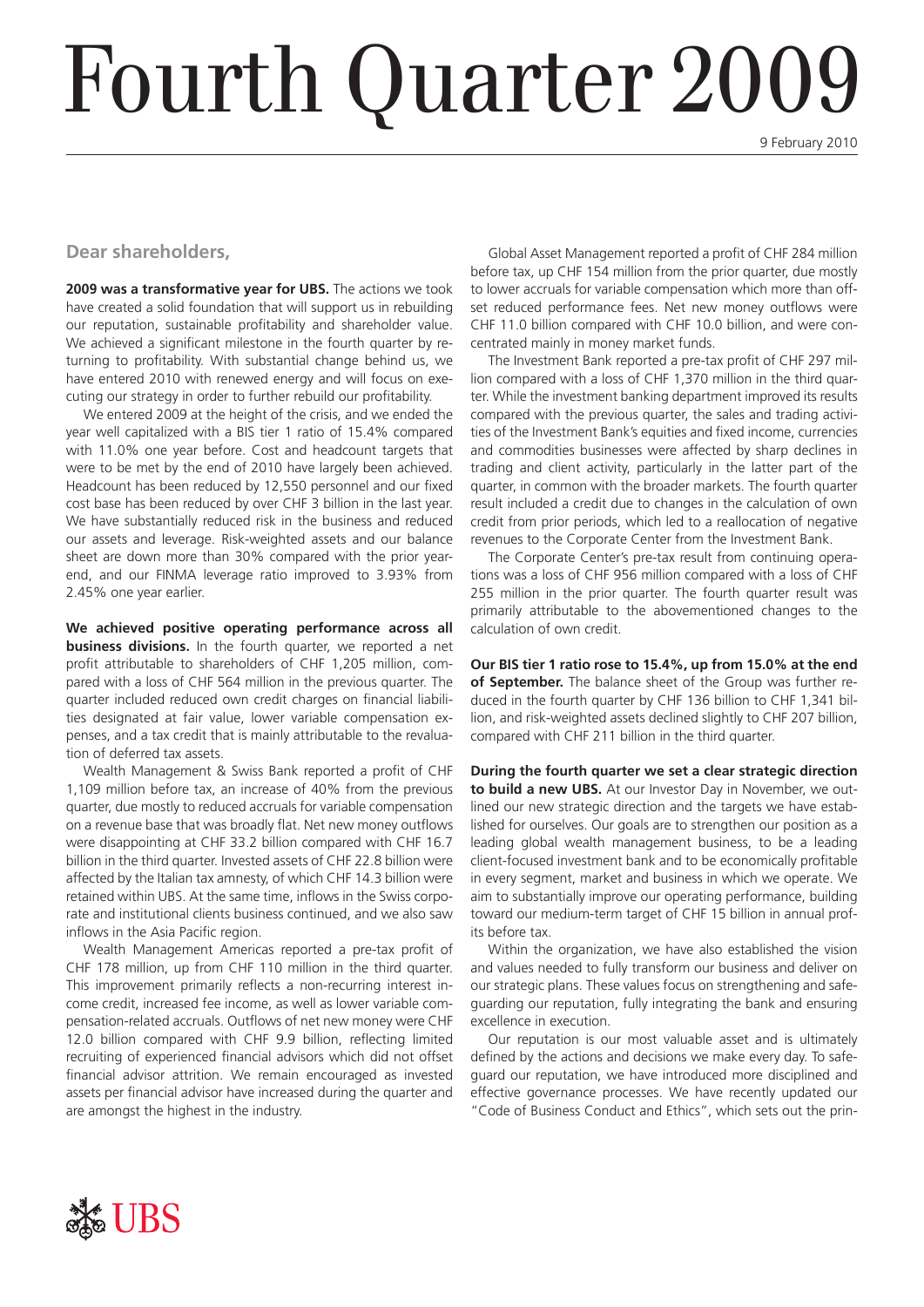# Fourth Quarter 2009

9 February 2010

## Dear shareholders,

**2009 was a transformative year for UBS.** The actions we took have created a solid foundation that will support us in rebuilding our reputation, sustainable profitability and shareholder value. We achieved a significant milestone in the fourth quarter by returning to profitability. With substantial change behind us, we have entered 2010 with renewed energy and will focus on executing our strategy in order to further rebuild our profitability.

We entered 2009 at the height of the crisis, and we ended the year well capitalized with a BIS tier 1 ratio of 15.4% compared with 11.0% one year before. Cost and headcount targets that were to be met by the end of 2010 have largely been achieved. Headcount has been reduced by 12,550 personnel and our fixed cost base has been reduced by over CHF 3 billion in the last year. We have substantially reduced risk in the business and reduced our assets and leverage. Risk-weighted assets and our balance sheet are down more than 30% compared with the prior year-end, and our FINMA leverage ratio improved to 3.93% from 2.45% one year earlier.

**We achieved positive operating performance across all business divisions.** In the fourth quarter, we reported a net profit attributable to shareholders of CHF 1,205 million, compared with a loss of CHF 564 million in the previous quarter. The quarter included reduced own credit charges on financial liabilities designated at fair value, lower variable compensation expenses, and a tax credit that is mainly attributable to the revaluation of deferred tax assets.

Wealth Management & Swiss Bank reported a profit of CHF 1,109 million before tax, an increase of 40% from the previous quarter, due mostly to reduced accruals for variable compensation on a revenue base that was broadly flat. Net new money outflows were disappointing at CHF 33.2 billion compared with CHF 16.7 billion in the third quarter. Invested assets of CHF 22.8 billion were affected by the Italian tax amnesty, of which CHF 14.3 billion were retained within UBS. At the same time, inflows in the Swiss corporate and institutional clients business continued, and we also saw inflows in the Asia Pacific region.

Wealth Management Americas reported a pre-tax profit of CHF 178 million, up from CHF 110 million in the third quarter. This improvement primarily reflects a non-recurring interest income credit, increased fee income, as well as lower variable compensation-related accruals. Outflows of net new money were CHF 12.0 billion compared with CHF 9.9 billion, reflecting limited recruiting of experienced financial advisors which did not offset financial advisor attrition. We remain encouraged as invested assets per financial advisor have increased during the quarter and are amongst the highest in the industry.

Global Asset Management reported a profit of CHF 284 million before tax, up CHF 154 million from the prior quarter, due mostly to lower accruals for variable compensation which more than offset reduced performance fees. Net new money outflows were CHF 11.0 billion compared with CHF 10.0 billion, and were concentrated mainly in money market funds.

The Investment Bank reported a pre-tax profit of CHF 297 million compared with a loss of CHF 1,370 million in the third quarter. While the investment banking department improved its results compared with the previous quarter, the sales and trading activities of the Investment Bank's equities and fixed income, currencies and commodities businesses were affected by sharp declines in trading and client activity, particularly in the latter part of the quarter, in common with the broader markets. The fourth quarter result included a credit due to changes in the calculation of own credit from prior periods, which led to a reallocation of negative revenues to the Corporate Center from the Investment Bank.

The Corporate Center's pre-tax result from continuing operations was a loss of CHF 956 million compared with a loss of CHF 255 million in the prior quarter. The fourth quarter result was primarily attributable to the abovementioned changes to the calculation of own credit.

**Our BIS tier 1 ratio rose to 15.4%, up from 15.0% at the end of September.** The balance sheet of the Group was further reduced in the fourth quarter by CHF 136 billion to CHF 1,341 billion, and risk-weighted assets declined slightly to CHF 207 billion, compared with CHF 211 billion in the third quarter.

**During the fourth quarter we set a clear strategic direction to build a new UBS.** At our Investor Day in November, we outlined our new strategic direction and the targets we have established for ourselves. Our goals are to strengthen our position as a leading global wealth management business, to be a leading client-focused investment bank and to be economically profitable in every segment, market and business in which we operate. We aim to substantially improve our operating performance, building toward our medium-term target of CHF 15 billion in annual profits before tax.

Within the organization, we have also established the vision and values needed to fully transform our business and deliver on our strategic plans. These values focus on strengthening and safeguarding our reputation, fully integrating the bank and ensuring excellence in execution.

Our reputation is our most valuable asset and is ultimately defined by the actions and decisions we make every day. To safeguard our reputation, we have introduced more disciplined and effective governance processes. We have recently updated our "Code of Business Conduct and Ethics", which sets out the prin-

UBS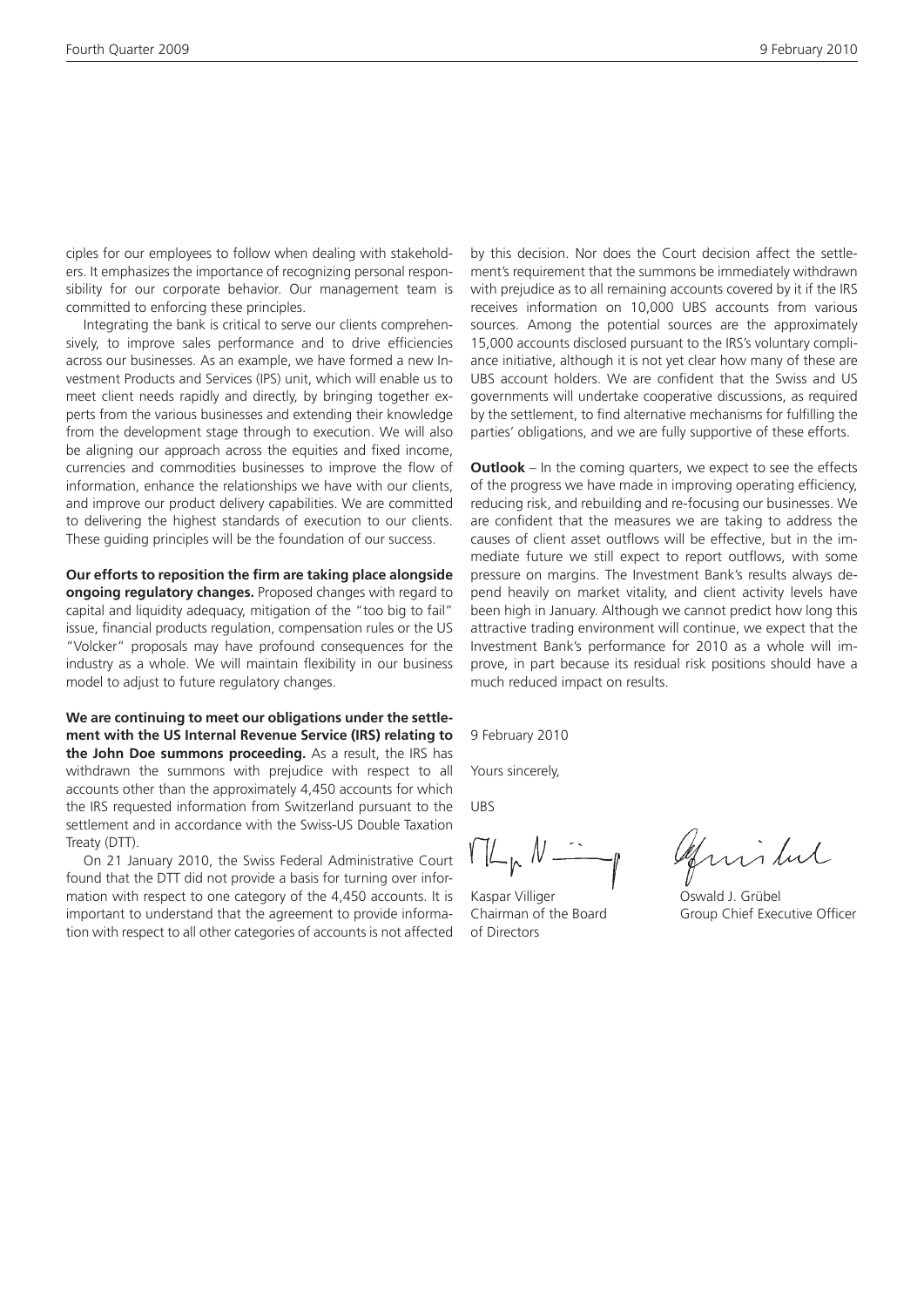ciples for our employees to follow when dealing with stakeholders. It emphasizes the importance of recognizing personal responsibility for our corporate behavior. Our management team is committed to enforcing these principles.

Integrating the bank is critical to serve our clients comprehensively, to improve sales performance and to drive efficiencies across our businesses. As an example, we have formed a new Investment Products and Services (IPS) unit, which will enable us to meet client needs rapidly and directly, by bringing together experts from the various businesses and extending their knowledge from the development stage through to execution. We will also be aligning our approach across the equities and fixed income, currencies and commodities businesses to improve the flow of information, enhance the relationships we have with our clients, and improve our product delivery capabilities. We are committed to delivering the highest standards of execution to our clients. These guiding principles will be the foundation of our success.

**Our efforts to reposition the firm are taking place alongside ongoing regulatory changes.** Proposed changes with regard to capital and liquidity adequacy, mitigation of the "too big to fail" issue, financial products regulation, compensation rules or the US "Volcker" proposals may have profound consequences for the industry as a whole. We will maintain flexibility in our business model to adjust to future regulatory changes.

**We are continuing to meet our obligations under the settlement with the US Internal Revenue Service (IRS) relating to the John Doe summons proceeding.** As a result, the IRS has withdrawn the summons with prejudice with respect to all accounts other than the approximately 4,450 accounts for which the IRS requested information from Switzerland pursuant to the settlement and in accordance with the Swiss-US Double Taxation Treaty (DTT).

On 21 January 2010, the Swiss Federal Administrative Court found that the DTT did not provide a basis for turning over information with respect to one category of the 4,450 accounts. It is important to understand that the agreement to provide information with respect to all other categories of accounts is not affected by this decision. Nor does the Court decision affect the settlement's requirement that the summons be immediately withdrawn with prejudice as to all remaining accounts covered by it if the IRS receives information on 10,000 UBS accounts from various sources. Among the potential sources are the approximately 15,000 accounts disclosed pursuant to the IRS's voluntary compliance initiative, although it is not yet clear how many of these are UBS account holders. We are confident that the Swiss and US governments will undertake cooperative discussions, as required by the settlement, to find alternative mechanisms for fulfilling the parties' obligations, and we are fully supportive of these efforts.

**Outlook** – In the coming quarters, we expect to see the effects of the progress we have made in improving operating efficiency, reducing risk, and rebuilding and re-focusing our businesses. We are confident that the measures we are taking to address the causes of client asset outflows will be effective, but in the immediate future we still expect to report outflows, with some pressure on margins. The Investment Bank's results always depend heavily on market vitality, and client activity levels have been high in January. Although we cannot predict how long this attractive trading environment will continue, we expect that the Investment Bank's performance for 2010 as a whole will improve, in part because its residual risk positions should have a much reduced impact on results.

9 February 2010

Yours sincerely,

UBS

Kaspar Villiger
Chairman of the Board of Directors

Oswald J. Grübel
Group Chief Executive Officer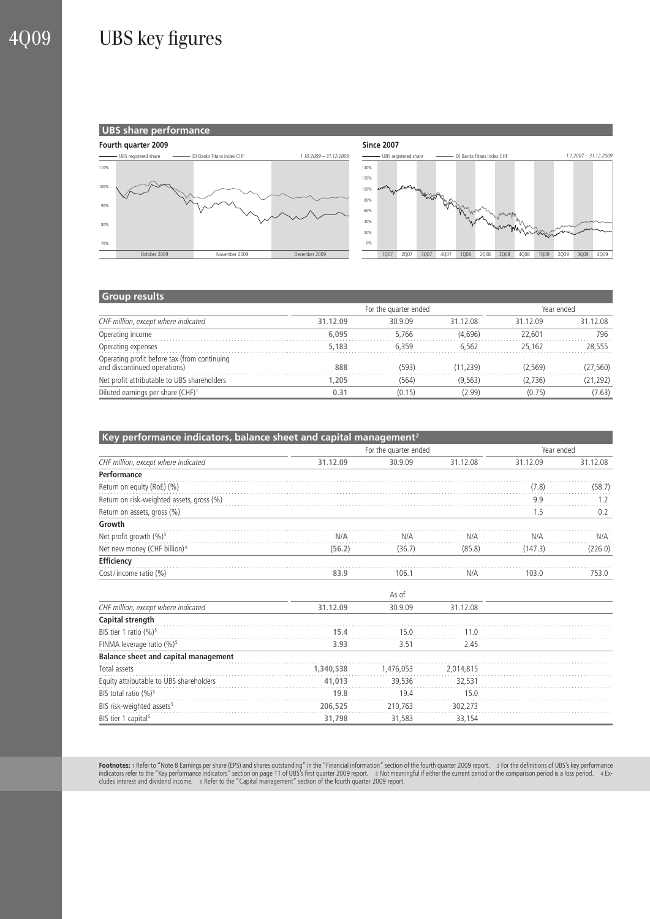# UBS key figures

## UBS share performance

**Fourth quarter 2009**

UBS registered share — DJ Banks Titans Index CHF — *1.10.2009 – 31.12.2009*

**Since 2007**

UBS registered share — DJ Banks Titans Index CHF — *1.1.2007 – 31.12.2009*

## Group results

| *CHF million, except where indicated* | For the quarter ended | | | Year ended | |
|---|---|---|---|---|---|
| | **31.12.09** | 30.9.09 | 31.12.08 | 31.12.09 | 31.12.08 |
| Operating income | **6,095** | 5,766 | (4,696) | 22,601 | 796 |
| Operating expenses | **5,183** | 6,359 | 6,562 | 25,162 | 28,555 |
| Operating profit before tax (from continuing and discontinued operations) | **888** | (593) | (11,239) | (2,569) | (27,560) |
| Net profit attributable to UBS shareholders | **1,205** | (564) | (9,563) | (2,736) | (21,292) |
| Diluted earnings per share (CHF)[1] | **0.31** | (0.15) | (2.99) | (0.75) | (7.63) |

## Key performance indicators, balance sheet and capital management[2]

| *CHF million, except where indicated* | For the quarter ended | | | Year ended | |
|---|---|---|---|---|---|
| | **31.12.09** | 30.9.09 | 31.12.08 | 31.12.09 | 31.12.08 |
| **Performance** | | | | | |
| Return on equity (RoE) (%) | | | | (7.8) | (58.7) |
| Return on risk-weighted assets, gross (%) | | | | 9.9 | 1.2 |
| Return on assets, gross (%) | | | | 1.5 | 0.2 |
| **Growth** | | | | | |
| Net profit growth (%)[3] | **N/A** | N/A | N/A | N/A | N/A |
| Net new money (CHF billion)[4] | **(56.2)** | (36.7) | (85.8) | (147.3) | (226.0) |
| **Efficiency** | | | | | |
| Cost / income ratio (%) | **83.9** | 106.1 | N/A | 103.0 | 753.0 |

| *CHF million, except where indicated* | As of | | |
|---|---|---|---|
| | **31.12.09** | 30.9.09 | 31.12.08 |
| **Capital strength** | | | |
| BIS tier 1 ratio (%)[5] | **15.4** | 15.0 | 11.0 |
| FINMA leverage ratio (%)[5] | **3.93** | 3.51 | 2.45 |
| **Balance sheet and capital management** | | | |
| Total assets | **1,340,538** | 1,476,053 | 2,014,815 |
| Equity attributable to UBS shareholders | **41,013** | 39,536 | 32,531 |
| BIS total ratio (%)[5] | **19.8** | 19.4 | 15.0 |
| BIS risk-weighted assets[5] | **206,525** | 210,763 | 302,273 |
| BIS tier 1 capital[5] | **31,798** | 31,583 | 33,154 |

**Footnotes:** 1 Refer to "Note 8 Earnings per share (EPS) and shares outstanding" in the "Financial information" section of the fourth quarter 2009 report. 2 For the definitions of UBS's key performance indicators refer to the "Key performance indicators" section on page 11 of UBS's first quarter 2009 report. 3 Not meaningful if either the current period or the comparison period is a loss period. 4 Excludes interest and dividend income. 5 Refer to the "Capital management" section of the fourth quarter 2009 report.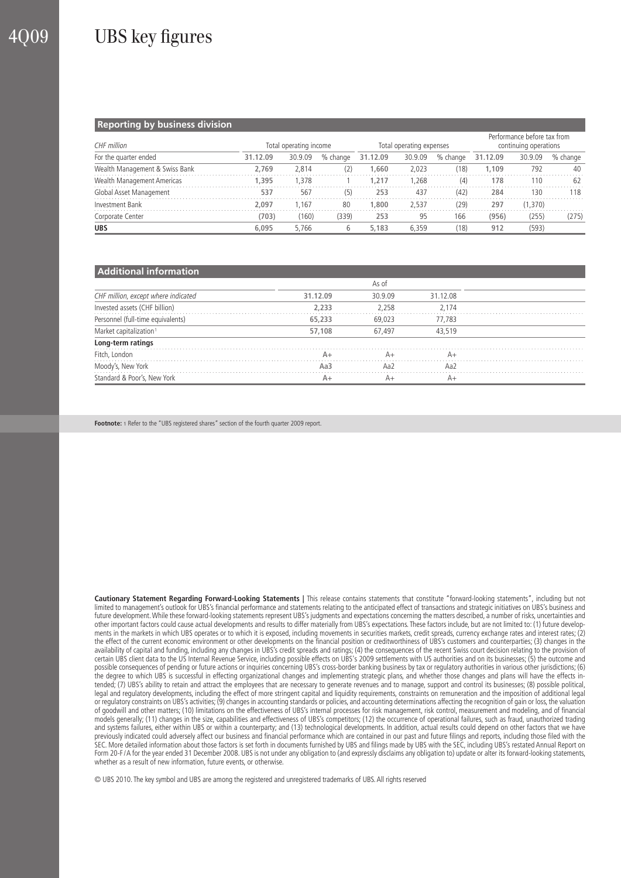# UBS key figures

## Reporting by business division

| CHF million | Total operating income | | | Total operating expenses | | | Performance before tax from continuing operations | | |
|---|---|---|---|---|---|---|---|---|---|
| For the quarter ended | 31.12.09 | 30.9.09 | % change | 31.12.09 | 30.9.09 | % change | 31.12.09 | 30.9.09 | % change |
| Wealth Management & Swiss Bank | 2,769 | 2,814 | (2) | 1,660 | 2,023 | (18) | 1,109 | 792 | 40 |
| Wealth Management Americas | 1,395 | 1,378 | 1 | 1,217 | 1,268 | (4) | 178 | 110 | 62 |
| Global Asset Management | 537 | 567 | (5) | 253 | 437 | (42) | 284 | 130 | 118 |
| Investment Bank | 2,097 | 1,167 | 80 | 1,800 | 2,537 | (29) | 297 | (1,370) | |
| Corporate Center | (703) | (160) | (339) | 253 | 95 | 166 | (956) | (255) | (275) |
| **UBS** | 6,095 | 5,766 | 6 | 5,183 | 6,359 | (18) | 912 | (593) | |

## Additional information

| | As of | | |
|---|---|---|---|
| CHF million, except where indicated | 31.12.09 | 30.9.09 | 31.12.08 |
| Invested assets (CHF billion) | 2,233 | 2,258 | 2,174 |
| Personnel (full-time equivalents) | 65,233 | 69,023 | 77,783 |
| Market capitalization[1] | 57,108 | 67,497 | 43,519 |
| **Long-term ratings** | | | |
| Fitch, London | A+ | A+ | A+ |
| Moody's, New York | Aa3 | Aa2 | Aa2 |
| Standard & Poor's, New York | A+ | A+ | A+ |

**Footnote:** 1 Refer to the "UBS registered shares" section of the fourth quarter 2009 report.

**Cautionary Statement Regarding Forward-Looking Statements |** This release contains statements that constitute "forward-looking statements", including but not limited to management's outlook for UBS's financial performance and statements relating to the anticipated effect of transactions and strategic initiatives on UBS's business and future development. While these forward-looking statements represent UBS's judgments and expectations concerning the matters described, a number of risks, uncertainties and other important factors could cause actual developments and results to differ materially from UBS's expectations. These factors include, but are not limited to: (1) future developments in the markets in which UBS operates or to which it is exposed, including movements in securities markets, credit spreads, currency exchange rates and interest rates; (2) the effect of the current economic environment or other developments on the financial position or creditworthiness of UBS's customers and counterparties; (3) changes in the availability of capital and funding, including any changes in UBS's credit spreads and ratings; (4) the consequences of the recent Swiss court decision relating to the provision of certain UBS client data to the US Internal Revenue Service, including possible effects on UBS's 2009 settlements with US authorities and on its businesses; (5) the outcome and possible consequences of pending or future actions or inquiries concerning UBS's cross-border banking business by tax or regulatory authorities in various other jurisdictions; (6) the degree to which UBS is successful in effecting organizational changes and implementing strategic plans, and whether those changes and plans will have the effects intended; (7) UBS's ability to retain and attract the employees that are necessary to generate revenues and to manage, support and control its businesses; (8) possible political, legal and regulatory developments, including the effect of more stringent capital and liquidity requirements, constraints on remuneration and the imposition of additional legal or regulatory constraints on UBS's activities; (9) changes in accounting standards or policies, and accounting determinations affecting the recognition of gain or loss, the valuation of goodwill and other matters; (10) limitations on the effectiveness of UBS's internal processes for risk management, risk control, measurement and modeling, and of financial models generally; (11) changes in the size, capabilities and effectiveness of UBS's competitors; (12) the occurrence of operational failures, such as fraud, unauthorized trading and systems failures, either within UBS or within a counterparty; and (13) technological developments. In addition, actual results could depend on other factors that we have previously indicated could adversely affect our business and financial performance which are contained in our past and future filings and reports, including those filed with the SEC. More detailed information about those factors is set forth in documents furnished by UBS and filings made by UBS with the SEC, including UBS's restated Annual Report on Form 20-F/A for the year ended 31 December 2008. UBS is not under any obligation to (and expressly disclaims any obligation to) update or alter its forward-looking statements, whether as a result of new information, future events, or otherwise.

© UBS 2010. The key symbol and UBS are among the registered and unregistered trademarks of UBS. All rights reserved